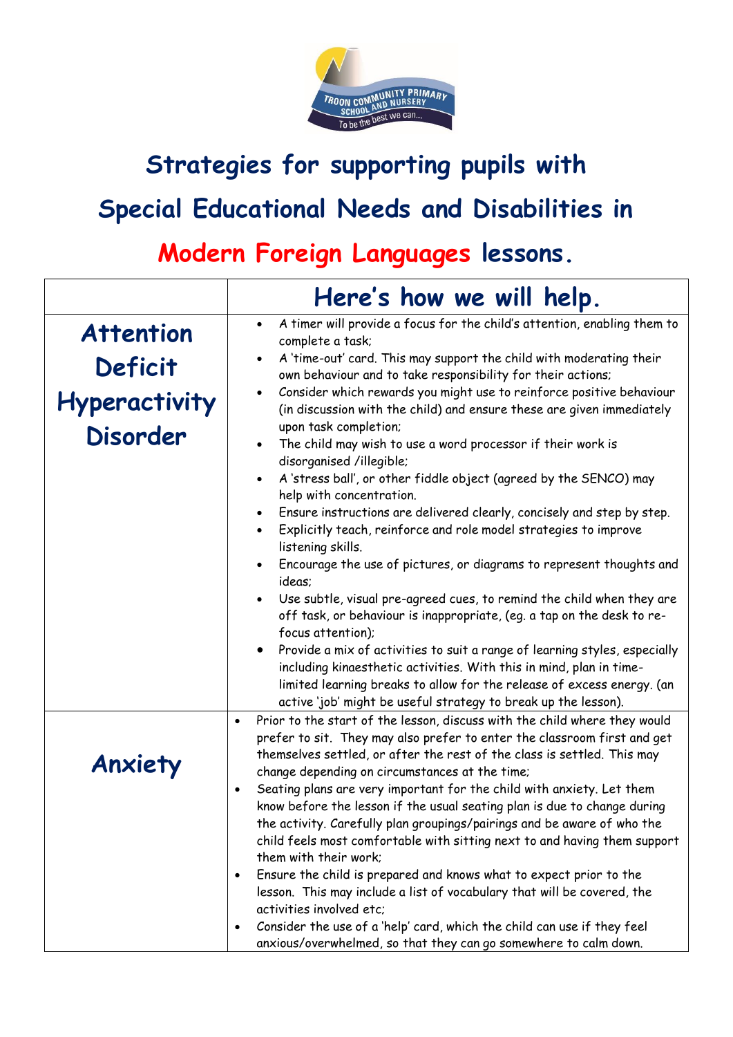# Strategies for supporting pupils with Special Educational Needs and Disabilities in Modern Foreign Languages lessons.

| | Here's how we will help. |
|---|---|
| **Attention Deficit Hyperactivity Disorder** | • A timer will provide a focus for the child's attention, enabling them to complete a task;<br>• A 'time-out' card. This may support the child with moderating their own behaviour and to take responsibility for their actions;<br>• Consider which rewards you might use to reinforce positive behaviour (in discussion with the child) and ensure these are given immediately upon task completion;<br>• The child may wish to use a word processor if their work is disorganised /illegible;<br>• A 'stress ball', or other fiddle object (agreed by the SENCO) may help with concentration.<br>• Ensure instructions are delivered clearly, concisely and step by step.<br>• Explicitly teach, reinforce and role model strategies to improve listening skills.<br>• Encourage the use of pictures, or diagrams to represent thoughts and ideas;<br>• Use subtle, visual pre-agreed cues, to remind the child when they are off task, or behaviour is inappropriate, (eg. a tap on the desk to re-focus attention);<br>• Provide a mix of activities to suit a range of learning styles, especially including kinaesthetic activities. With this in mind, plan in time-limited learning breaks to allow for the release of excess energy. (an active 'job' might be useful strategy to break up the lesson). |
| **Anxiety** | • Prior to the start of the lesson, discuss with the child where they would prefer to sit. They may also prefer to enter the classroom first and get themselves settled, or after the rest of the class is settled. This may change depending on circumstances at the time;<br>• Seating plans are very important for the child with anxiety. Let them know before the lesson if the usual seating plan is due to change during the activity. Carefully plan groupings/pairings and be aware of who the child feels most comfortable with sitting next to and having them support them with their work;<br>• Ensure the child is prepared and knows what to expect prior to the lesson. This may include a list of vocabulary that will be covered, the activities involved etc;<br>• Consider the use of a 'help' card, which the child can use if they feel anxious/overwhelmed, so that they can go somewhere to calm down. |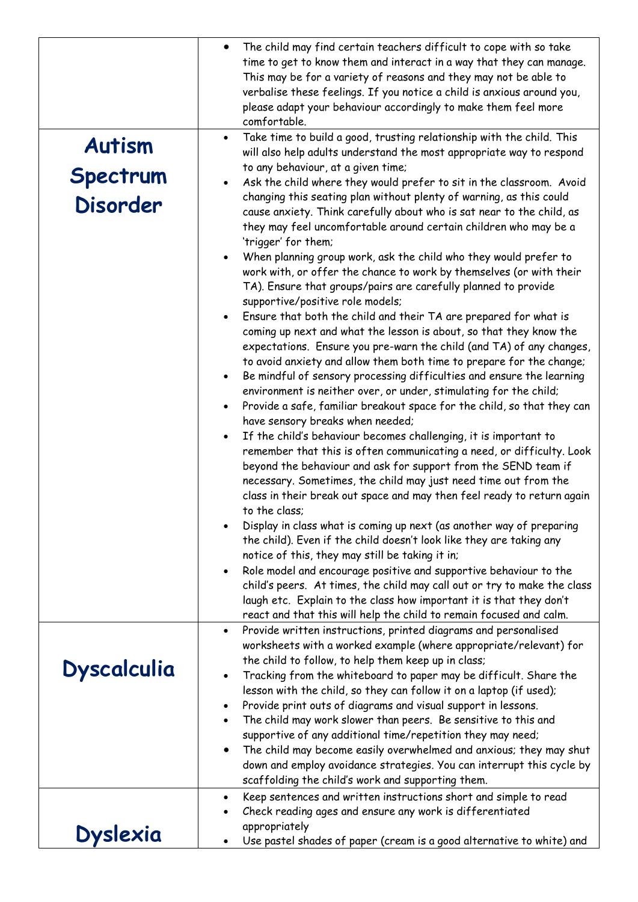| | |
|---|---|
| | • The child may find certain teachers difficult to cope with so take time to get to know them and interact in a way that they can manage. This may be for a variety of reasons and they may not be able to verbalise these feelings. If you notice a child is anxious around you, please adapt your behaviour accordingly to make them feel more comfortable. |
| **Autism Spectrum Disorder** | • Take time to build a good, trusting relationship with the child. This will also help adults understand the most appropriate way to respond to any behaviour, at a given time;<br>• Ask the child where they would prefer to sit in the classroom. Avoid changing this seating plan without plenty of warning, as this could cause anxiety. Think carefully about who is sat near to the child, as they may feel uncomfortable around certain children who may be a 'trigger' for them;<br>• When planning group work, ask the child who they would prefer to work with, or offer the chance to work by themselves (or with their TA). Ensure that groups/pairs are carefully planned to provide supportive/positive role models;<br>• Ensure that both the child and their TA are prepared for what is coming up next and what the lesson is about, so that they know the expectations. Ensure you pre-warn the child (and TA) of any changes, to avoid anxiety and allow them both time to prepare for the change;<br>• Be mindful of sensory processing difficulties and ensure the learning environment is neither over, or under, stimulating for the child;<br>• Provide a safe, familiar breakout space for the child, so that they can have sensory breaks when needed;<br>• If the child's behaviour becomes challenging, it is important to remember that this is often communicating a need, or difficulty. Look beyond the behaviour and ask for support from the SEND team if necessary. Sometimes, the child may just need time out from the class in their break out space and may then feel ready to return again to the class;<br>• Display in class what is coming up next (as another way of preparing the child). Even if the child doesn't look like they are taking any notice of this, they may still be taking it in;<br>• Role model and encourage positive and supportive behaviour to the child's peers. At times, the child may call out or try to make the class laugh etc. Explain to the class how important it is that they don't react and that this will help the child to remain focused and calm. |
| **Dyscalculia** | • Provide written instructions, printed diagrams and personalised worksheets with a worked example (where appropriate/relevant) for the child to follow, to help them keep up in class;<br>• Tracking from the whiteboard to paper may be difficult. Share the lesson with the child, so they can follow it on a laptop (if used);<br>• Provide print outs of diagrams and visual support in lessons.<br>• The child may work slower than peers. Be sensitive to this and supportive of any additional time/repetition they may need;<br>• The child may become easily overwhelmed and anxious; they may shut down and employ avoidance strategies. You can interrupt this cycle by scaffolding the child's work and supporting them. |
| **Dyslexia** | • Keep sentences and written instructions short and simple to read<br>• Check reading ages and ensure any work is differentiated appropriately<br>• Use pastel shades of paper (cream is a good alternative to white) and |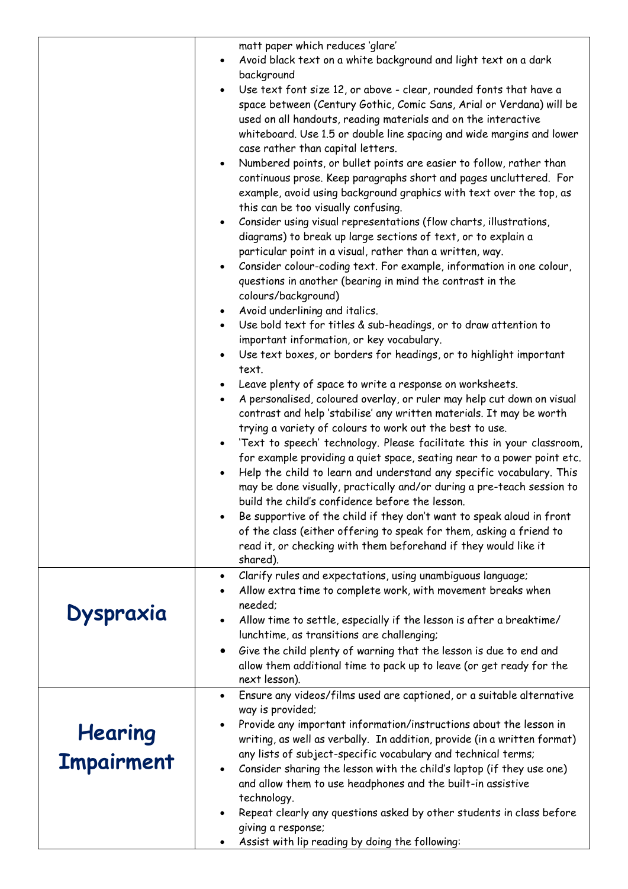| | |
|---|---|
| | matt paper which reduces 'glare'<br>• Avoid black text on a white background and light text on a dark background<br>• Use text font size 12, or above - clear, rounded fonts that have a space between (Century Gothic, Comic Sans, Arial or Verdana) will be used on all handouts, reading materials and on the interactive whiteboard. Use 1.5 or double line spacing and wide margins and lower case rather than capital letters.<br>• Numbered points, or bullet points are easier to follow, rather than continuous prose. Keep paragraphs short and pages uncluttered. For example, avoid using background graphics with text over the top, as this can be too visually confusing.<br>• Consider using visual representations (flow charts, illustrations, diagrams) to break up large sections of text, or to explain a particular point in a visual, rather than a written, way.<br>• Consider colour-coding text. For example, information in one colour, questions in another (bearing in mind the contrast in the colours/background)<br>• Avoid underlining and italics.<br>• Use bold text for titles & sub-headings, or to draw attention to important information, or key vocabulary.<br>• Use text boxes, or borders for headings, or to highlight important text.<br>• Leave plenty of space to write a response on worksheets.<br>• A personalised, coloured overlay, or ruler may help cut down on visual contrast and help 'stabilise' any written materials. It may be worth trying a variety of colours to work out the best to use.<br>• 'Text to speech' technology. Please facilitate this in your classroom, for example providing a quiet space, seating near to a power point etc.<br>• Help the child to learn and understand any specific vocabulary. This may be done visually, practically and/or during a pre-teach session to build the child's confidence before the lesson.<br>• Be supportive of the child if they don't want to speak aloud in front of the class (either offering to speak for them, asking a friend to read it, or checking with them beforehand if they would like it shared). |
| **Dyspraxia** | • Clarify rules and expectations, using unambiguous language;<br>• Allow extra time to complete work, with movement breaks when needed;<br>• Allow time to settle, especially if the lesson is after a breaktime/ lunchtime, as transitions are challenging;<br>• Give the child plenty of warning that the lesson is due to end and allow them additional time to pack up to leave (or get ready for the next lesson). |
| **Hearing Impairment** | • Ensure any videos/films used are captioned, or a suitable alternative way is provided;<br>• Provide any important information/instructions about the lesson in writing, as well as verbally. In addition, provide (in a written format) any lists of subject-specific vocabulary and technical terms;<br>• Consider sharing the lesson with the child's laptop (if they use one) and allow them to use headphones and the built-in assistive technology.<br>• Repeat clearly any questions asked by other students in class before giving a response;<br>• Assist with lip reading by doing the following: |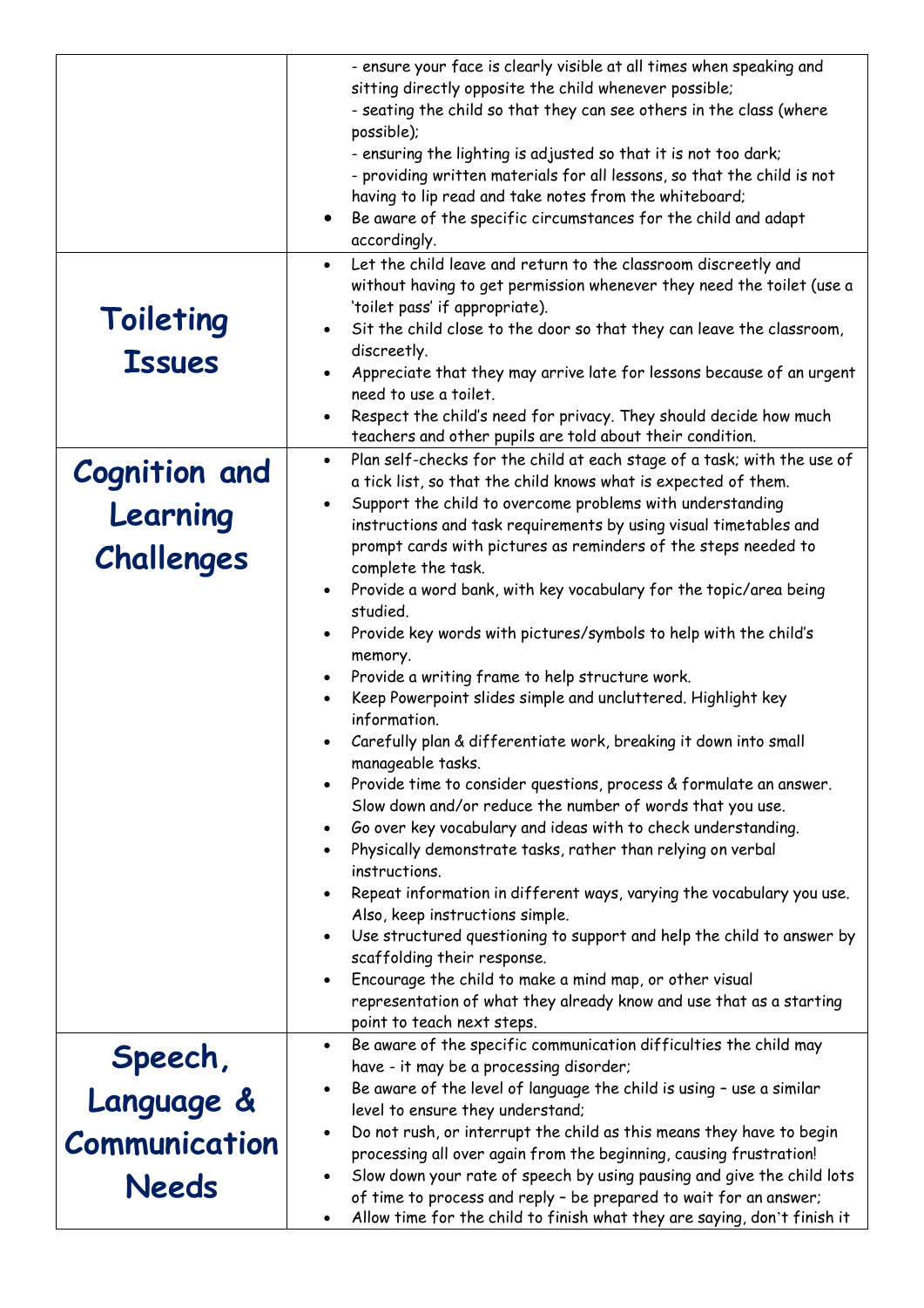| | |
|---|---|
| | - ensure your face is clearly visible at all times when speaking and sitting directly opposite the child whenever possible;<br>- seating the child so that they can see others in the class (where possible);<br>- ensuring the lighting is adjusted so that it is not too dark;<br>- providing written materials for all lessons, so that the child is not having to lip read and take notes from the whiteboard;<br>• Be aware of the specific circumstances for the child and adapt accordingly. |
| **Toileting Issues** | • Let the child leave and return to the classroom discreetly and without having to get permission whenever they need the toilet (use a 'toilet pass' if appropriate).<br>• Sit the child close to the door so that they can leave the classroom, discreetly.<br>• Appreciate that they may arrive late for lessons because of an urgent need to use a toilet.<br>• Respect the child's need for privacy. They should decide how much teachers and other pupils are told about their condition. |
| **Cognition and Learning Challenges** | • Plan self-checks for the child at each stage of a task; with the use of a tick list, so that the child knows what is expected of them.<br>• Support the child to overcome problems with understanding instructions and task requirements by using visual timetables and prompt cards with pictures as reminders of the steps needed to complete the task.<br>• Provide a word bank, with key vocabulary for the topic/area being studied.<br>• Provide key words with pictures/symbols to help with the child's memory.<br>• Provide a writing frame to help structure work.<br>• Keep Powerpoint slides simple and uncluttered. Highlight key information.<br>• Carefully plan & differentiate work, breaking it down into small manageable tasks.<br>• Provide time to consider questions, process & formulate an answer. Slow down and/or reduce the number of words that you use.<br>• Go over key vocabulary and ideas with to check understanding.<br>• Physically demonstrate tasks, rather than relying on verbal instructions.<br>• Repeat information in different ways, varying the vocabulary you use. Also, keep instructions simple.<br>• Use structured questioning to support and help the child to answer by scaffolding their response.<br>• Encourage the child to make a mind map, or other visual representation of what they already know and use that as a starting point to teach next steps. |
| **Speech, Language & Communication Needs** | • Be aware of the specific communication difficulties the child may have - it may be a processing disorder;<br>• Be aware of the level of language the child is using – use a similar level to ensure they understand;<br>• Do not rush, or interrupt the child as this means they have to begin processing all over again from the beginning, causing frustration!<br>• Slow down your rate of speech by using pausing and give the child lots of time to process and reply – be prepared to wait for an answer;<br>• Allow time for the child to finish what they are saying, don't finish it |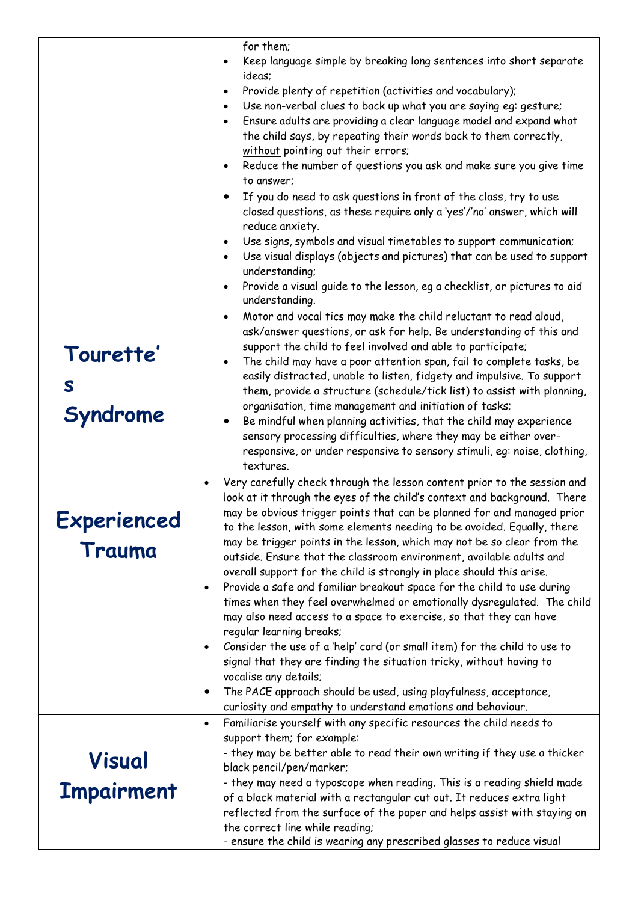| | |
|---|---|
| | for them;<br>• Keep language simple by breaking long sentences into short separate ideas;<br>• Provide plenty of repetition (activities and vocabulary);<br>• Use non-verbal clues to back up what you are saying eg: gesture;<br>• Ensure adults are providing a clear language model and expand what the child says, by repeating their words back to them correctly, without pointing out their errors;<br>• Reduce the number of questions you ask and make sure you give time to answer;<br>• If you do need to ask questions in front of the class, try to use closed questions, as these require only a 'yes'/'no' answer, which will reduce anxiety.<br>• Use signs, symbols and visual timetables to support communication;<br>• Use visual displays (objects and pictures) that can be used to support understanding;<br>• Provide a visual guide to the lesson, eg a checklist, or pictures to aid understanding. |
| **Tourette's Syndrome** | • Motor and vocal tics may make the child reluctant to read aloud, ask/answer questions, or ask for help. Be understanding of this and support the child to feel involved and able to participate;<br>• The child may have a poor attention span, fail to complete tasks, be easily distracted, unable to listen, fidgety and impulsive. To support them, provide a structure (schedule/tick list) to assist with planning, organisation, time management and initiation of tasks;<br>• Be mindful when planning activities, that the child may experience sensory processing difficulties, where they may be either over-responsive, or under responsive to sensory stimuli, eg: noise, clothing, textures. |
| **Experienced Trauma** | • Very carefully check through the lesson content prior to the session and look at it through the eyes of the child's context and background. There may be obvious trigger points that can be planned for and managed prior to the lesson, with some elements needing to be avoided. Equally, there may be trigger points in the lesson, which may not be so clear from the outside. Ensure that the classroom environment, available adults and overall support for the child is strongly in place should this arise.<br>• Provide a safe and familiar breakout space for the child to use during times when they feel overwhelmed or emotionally dysregulated. The child may also need access to a space to exercise, so that they can have regular learning breaks;<br>• Consider the use of a 'help' card (or small item) for the child to use to signal that they are finding the situation tricky, without having to vocalise any details;<br>• The PACE approach should be used, using playfulness, acceptance, curiosity and empathy to understand emotions and behaviour. |
| **Visual Impairment** | • Familiarise yourself with any specific resources the child needs to support them; for example:<br>- they may be better able to read their own writing if they use a thicker black pencil/pen/marker;<br>- they may need a typoscope when reading. This is a reading shield made of a black material with a rectangular cut out. It reduces extra light reflected from the surface of the paper and helps assist with staying on the correct line while reading;<br>- ensure the child is wearing any prescribed glasses to reduce visual |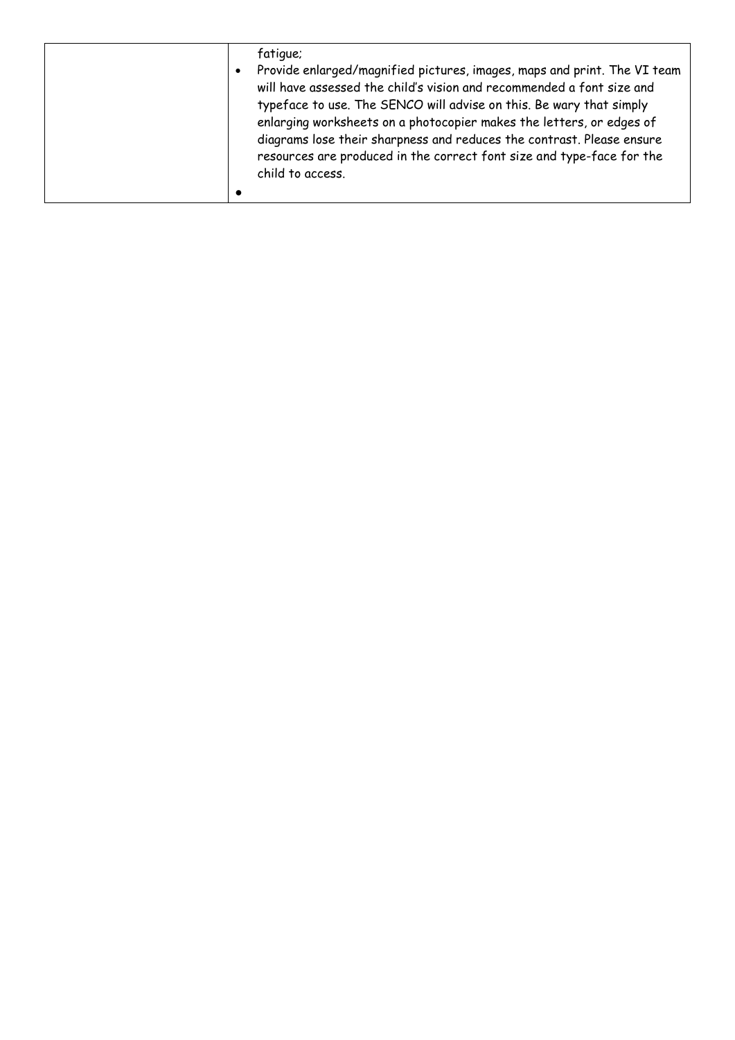| | |
|---|---|
| | fatigue;<br>• Provide enlarged/magnified pictures, images, maps and print. The VI team will have assessed the child's vision and recommended a font size and typeface to use. The SENCO will advise on this. Be wary that simply enlarging worksheets on a photocopier makes the letters, or edges of diagrams lose their sharpness and reduces the contrast. Please ensure resources are produced in the correct font size and type-face for the child to access.<br>• |